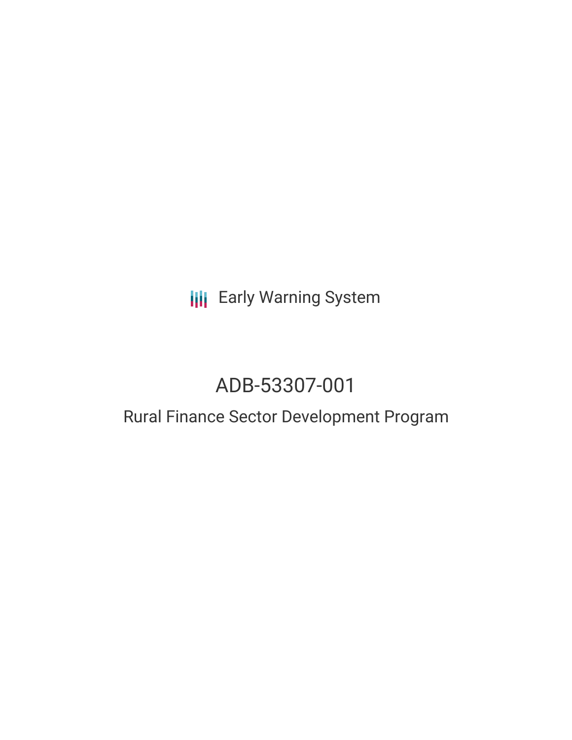Early Warning System

# ADB-53307-001

## Rural Finance Sector Development Program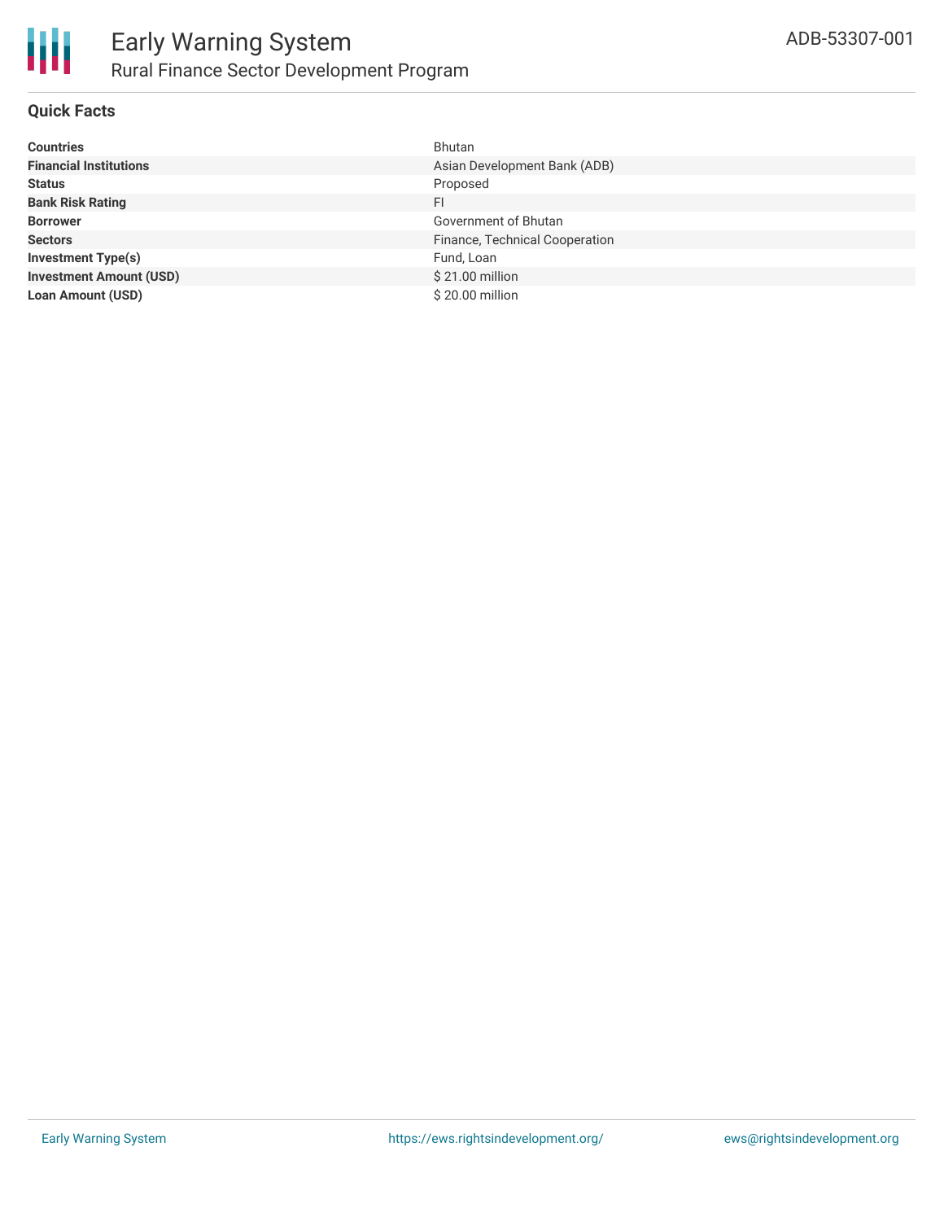# Early Warning System

## Rural Finance Sector Development Program

ADB-53307-001

### Quick Facts

| | |
|---|---|
| **Countries** | Bhutan |
| **Financial Institutions** | Asian Development Bank (ADB) |
| **Status** | Proposed |
| **Bank Risk Rating** | FI |
| **Borrower** | Government of Bhutan |
| **Sectors** | Finance, Technical Cooperation |
| **Investment Type(s)** | Fund, Loan |
| **Investment Amount (USD)** | $ 21.00 million |
| **Loan Amount (USD)** | $ 20.00 million |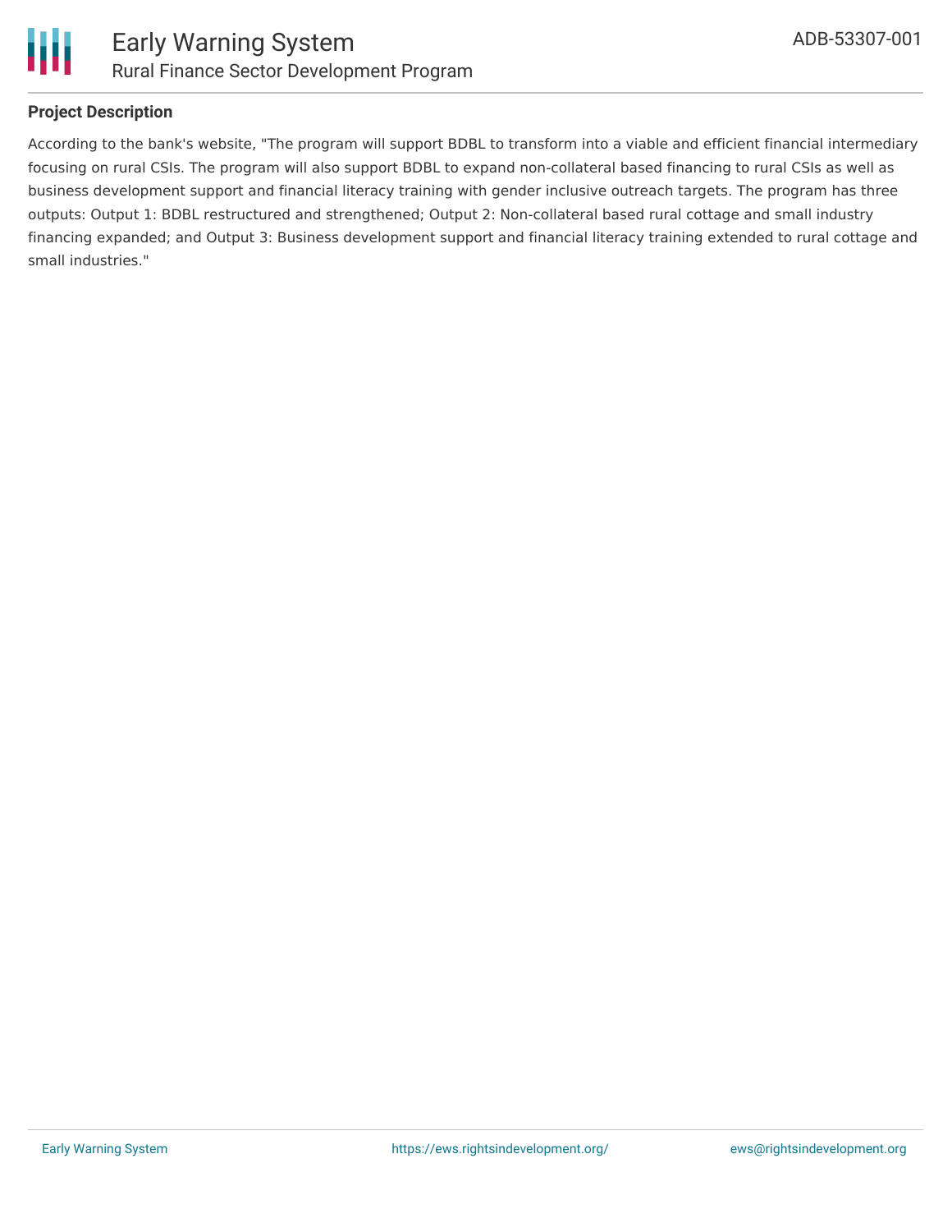## Project Description

According to the bank's website, "The program will support BDBL to transform into a viable and efficient financial intermediary focusing on rural CSIs. The program will also support BDBL to expand non-collateral based financing to rural CSIs as well as business development support and financial literacy training with gender inclusive outreach targets. The program has three outputs: Output 1: BDBL restructured and strengthened; Output 2: Non-collateral based rural cottage and small industry financing expanded; and Output 3: Business development support and financial literacy training extended to rural cottage and small industries."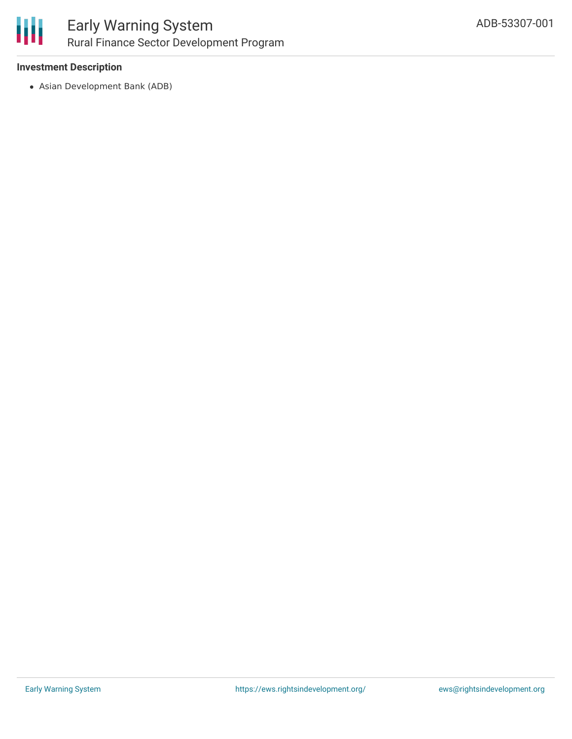**Investment Description**

- Asian Development Bank (ADB)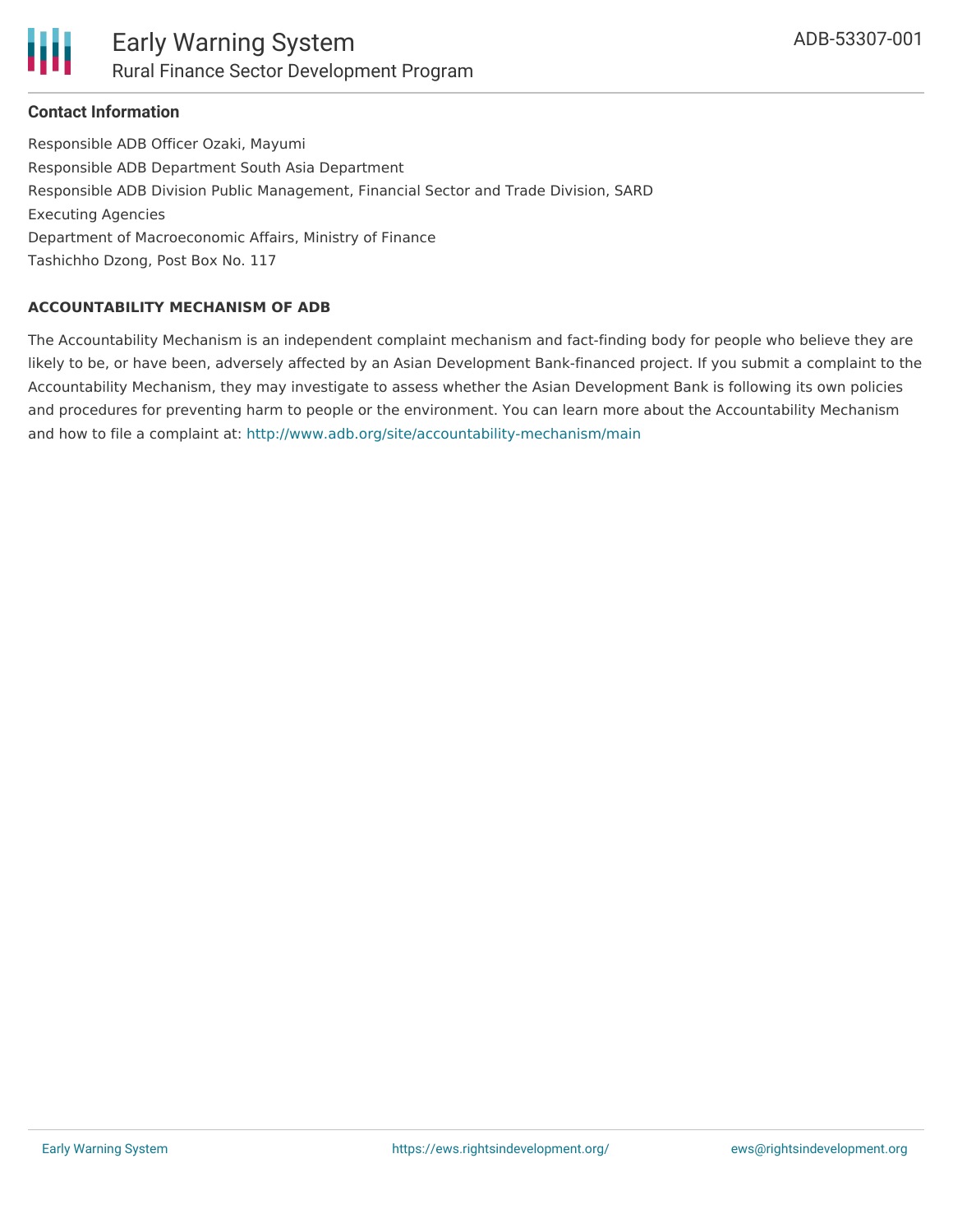### Contact Information

Responsible ADB Officer Ozaki, Mayumi
Responsible ADB Department South Asia Department
Responsible ADB Division Public Management, Financial Sector and Trade Division, SARD
Executing Agencies
Department of Macroeconomic Affairs, Ministry of Finance
Tashichho Dzong, Post Box No. 117

#### ACCOUNTABILITY MECHANISM OF ADB

The Accountability Mechanism is an independent complaint mechanism and fact-finding body for people who believe they are likely to be, or have been, adversely affected by an Asian Development Bank-financed project. If you submit a complaint to the Accountability Mechanism, they may investigate to assess whether the Asian Development Bank is following its own policies and procedures for preventing harm to people or the environment. You can learn more about the Accountability Mechanism and how to file a complaint at: http://www.adb.org/site/accountability-mechanism/main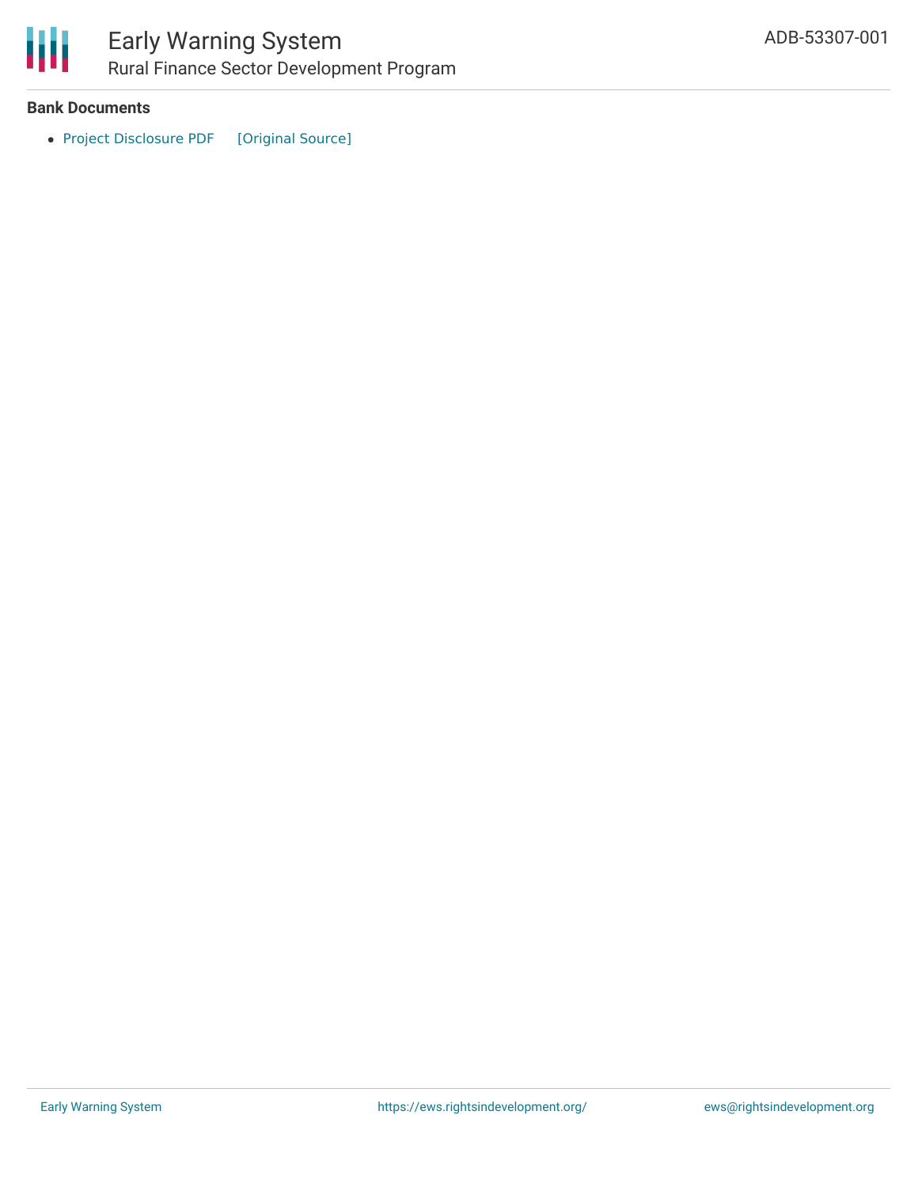**Bank Documents**

- Project Disclosure PDF [Original Source]